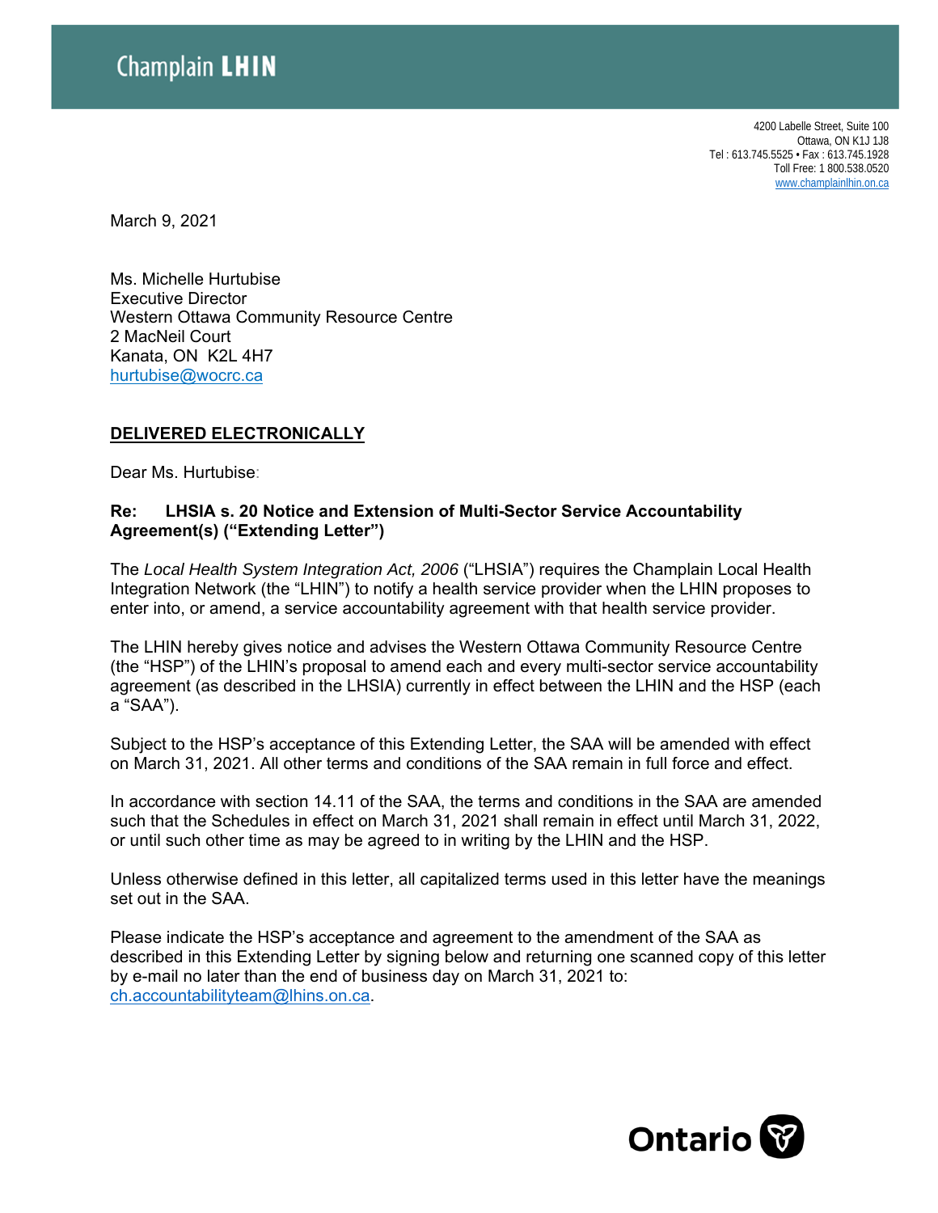Champlain **LHIN**

4200 Labelle Street, Suite 100
Ottawa, ON K1J 1J8
Tel : 613.745.5525 • Fax : 613.745.1928
Toll Free: 1 800.538.0520
www.champlainlhin.on.ca

March 9, 2021

Ms. Michelle Hurtubise
Executive Director
Western Ottawa Community Resource Centre
2 MacNeil Court
Kanata, ON K2L 4H7
hurtubise@wocrc.ca

**DELIVERED ELECTRONICALLY**

Dear Ms. Hurtubise:

**Re: LHSIA s. 20 Notice and Extension of Multi-Sector Service Accountability Agreement(s) ("Extending Letter")**

The *Local Health System Integration Act, 2006* ("LHSIA") requires the Champlain Local Health Integration Network (the "LHIN") to notify a health service provider when the LHIN proposes to enter into, or amend, a service accountability agreement with that health service provider.

The LHIN hereby gives notice and advises the Western Ottawa Community Resource Centre (the "HSP") of the LHIN's proposal to amend each and every multi-sector service accountability agreement (as described in the LHSIA) currently in effect between the LHIN and the HSP (each a "SAA").

Subject to the HSP's acceptance of this Extending Letter, the SAA will be amended with effect on March 31, 2021. All other terms and conditions of the SAA remain in full force and effect.

In accordance with section 14.11 of the SAA, the terms and conditions in the SAA are amended such that the Schedules in effect on March 31, 2021 shall remain in effect until March 31, 2022, or until such other time as may be agreed to in writing by the LHIN and the HSP.

Unless otherwise defined in this letter, all capitalized terms used in this letter have the meanings set out in the SAA.

Please indicate the HSP's acceptance and agreement to the amendment of the SAA as described in this Extending Letter by signing below and returning one scanned copy of this letter by e-mail no later than the end of business day on March 31, 2021 to: ch.accountabilityteam@lhins.on.ca.

Ontario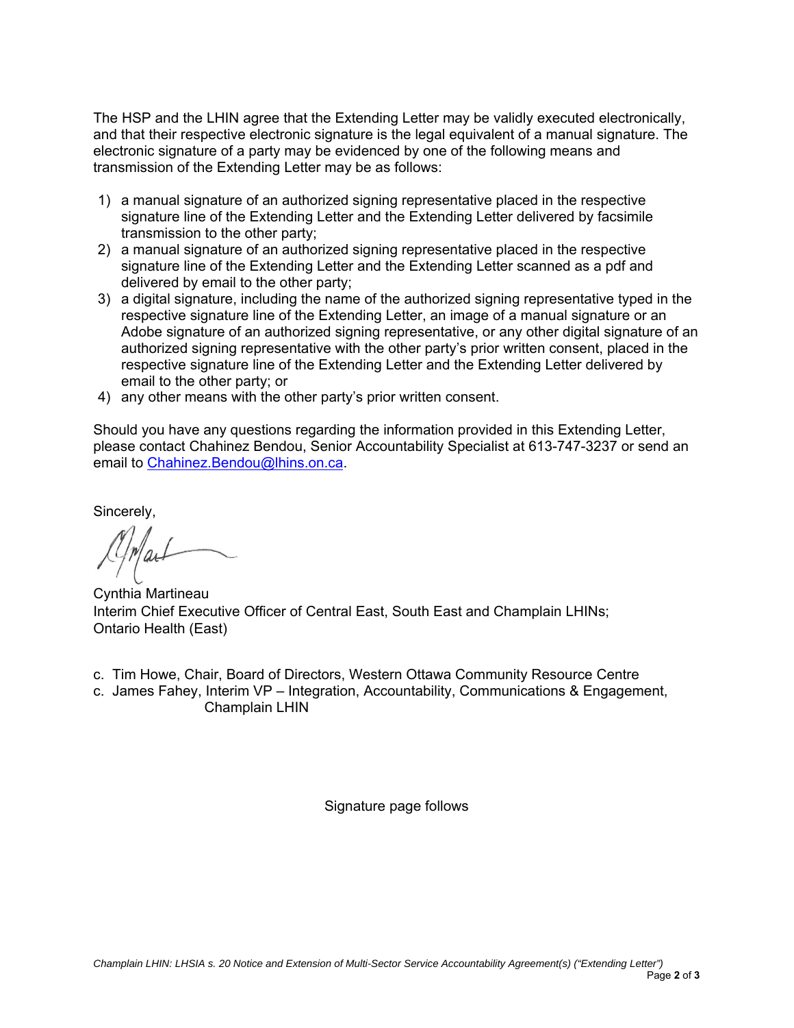The HSP and the LHIN agree that the Extending Letter may be validly executed electronically, and that their respective electronic signature is the legal equivalent of a manual signature. The electronic signature of a party may be evidenced by one of the following means and transmission of the Extending Letter may be as follows:

1) a manual signature of an authorized signing representative placed in the respective signature line of the Extending Letter and the Extending Letter delivered by facsimile transmission to the other party;
2) a manual signature of an authorized signing representative placed in the respective signature line of the Extending Letter and the Extending Letter scanned as a pdf and delivered by email to the other party;
3) a digital signature, including the name of the authorized signing representative typed in the respective signature line of the Extending Letter, an image of a manual signature or an Adobe signature of an authorized signing representative, or any other digital signature of an authorized signing representative with the other party's prior written consent, placed in the respective signature line of the Extending Letter and the Extending Letter delivered by email to the other party; or
4) any other means with the other party's prior written consent.

Should you have any questions regarding the information provided in this Extending Letter, please contact Chahinez Bendou, Senior Accountability Specialist at 613-747-3237 or send an email to Chahinez.Bendou@lhins.on.ca.

Sincerely,

Cynthia Martineau
Interim Chief Executive Officer of Central East, South East and Champlain LHINs;
Ontario Health (East)

c. Tim Howe, Chair, Board of Directors, Western Ottawa Community Resource Centre
c. James Fahey, Interim VP – Integration, Accountability, Communications & Engagement, Champlain LHIN

Signature page follows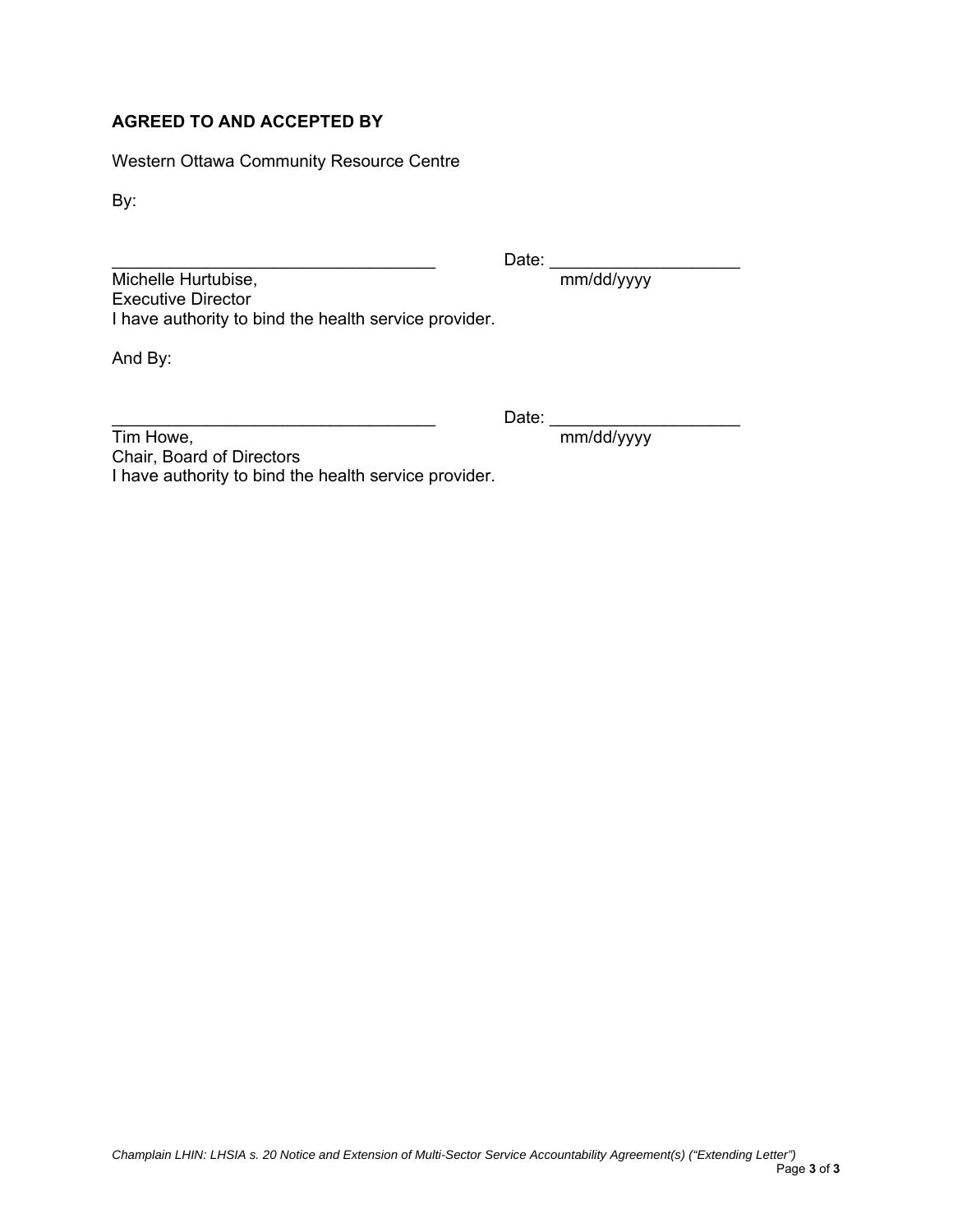**AGREED TO AND ACCEPTED BY**

Western Ottawa Community Resource Centre

By:

___________________________________ Date: ____________________

Michelle Hurtubise, mm/dd/yyyy

Executive Director

I have authority to bind the health service provider.

And By:

___________________________________ Date: ____________________

Tim Howe, mm/dd/yyyy

Chair, Board of Directors

I have authority to bind the health service provider.